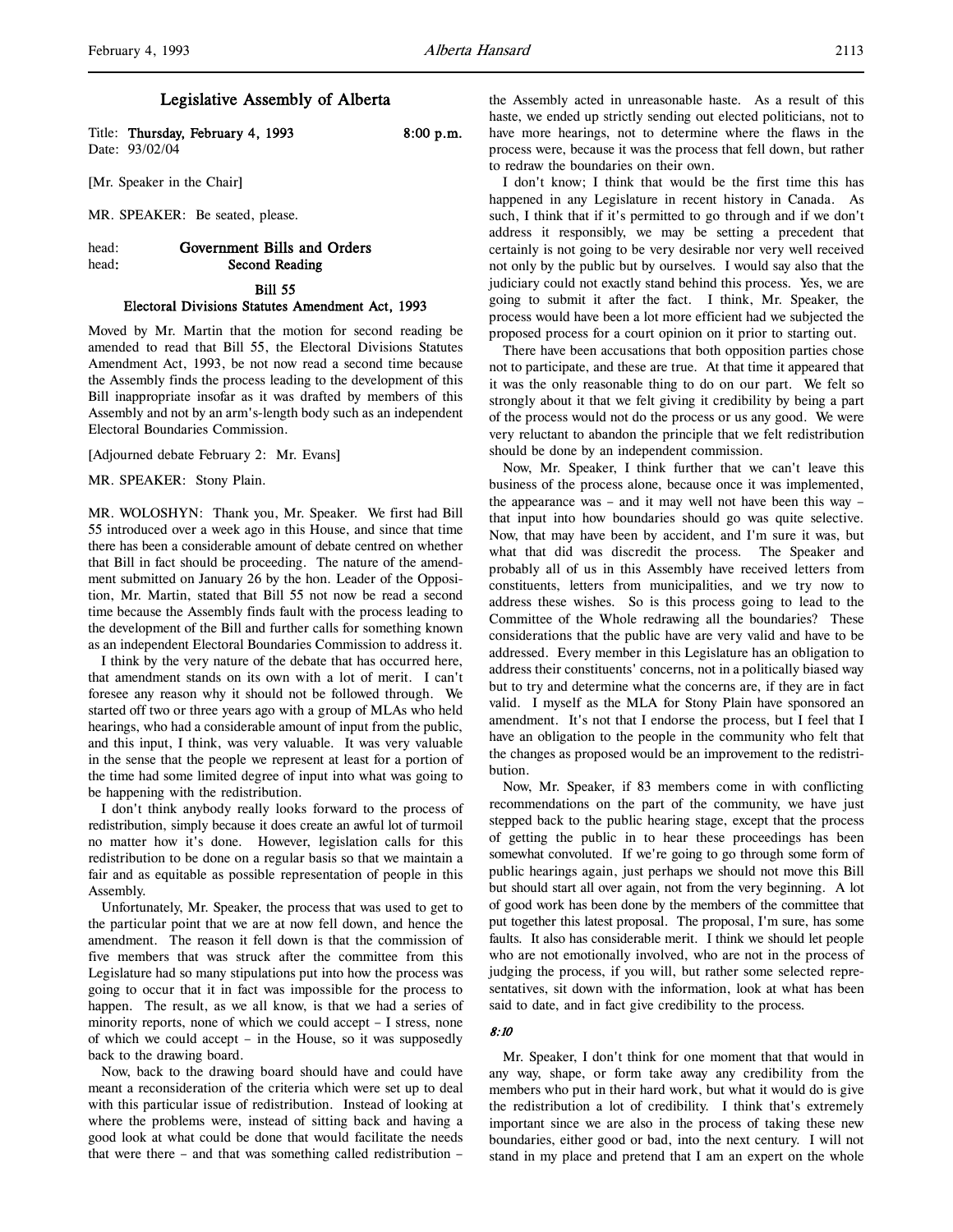# Legislative Assembly of Alberta

Title: **Thursday, February 4, 1993** **8:00 p.m.**
Date: 93/02/04

[Mr. Speaker in the Chair]

MR. SPEAKER: Be seated, please.

head: **Government Bills and Orders**
head: **Second Reading**

### Bill 55
### Electoral Divisions Statutes Amendment Act, 1993

Moved by Mr. Martin that the motion for second reading be amended to read that Bill 55, the Electoral Divisions Statutes Amendment Act, 1993, be not now read a second time because the Assembly finds the process leading to the development of this Bill inappropriate insofar as it was drafted by members of this Assembly and not by an arm's-length body such as an independent Electoral Boundaries Commission.

[Adjourned debate February 2: Mr. Evans]

MR. SPEAKER: Stony Plain.

MR. WOLOSHYN: Thank you, Mr. Speaker. We first had Bill 55 introduced over a week ago in this House, and since that time there has been a considerable amount of debate centred on whether that Bill in fact should be proceeding. The nature of the amendment submitted on January 26 by the hon. Leader of the Opposition, Mr. Martin, stated that Bill 55 not now be read a second time because the Assembly finds fault with the process leading to the development of the Bill and further calls for something known as an independent Electoral Boundaries Commission to address it.

I think by the very nature of the debate that has occurred here, that amendment stands on its own with a lot of merit. I can't foresee any reason why it should not be followed through. We started off two or three years ago with a group of MLAs who held hearings, who had a considerable amount of input from the public, and this input, I think, was very valuable. It was very valuable in the sense that the people we represent at least for a portion of the time had some limited degree of input into what was going to be happening with the redistribution.

I don't think anybody really looks forward to the process of redistribution, simply because it does create an awful lot of turmoil no matter how it's done. However, legislation calls for this redistribution to be done on a regular basis so that we maintain a fair and as equitable as possible representation of people in this Assembly.

Unfortunately, Mr. Speaker, the process that was used to get to the particular point that we are at now fell down, and hence the amendment. The reason it fell down is that the commission of five members that was struck after the committee from this Legislature had so many stipulations put into how the process was going to occur that it in fact was impossible for the process to happen. The result, as we all know, is that we had a series of minority reports, none of which we could accept – I stress, none of which we could accept – in the House, so it was supposedly back to the drawing board.

Now, back to the drawing board should have and could have meant a reconsideration of the criteria which were set up to deal with this particular issue of redistribution. Instead of looking at where the problems were, instead of sitting back and having a good look at what could be done that would facilitate the needs that were there – and that was something called redistribution – the Assembly acted in unreasonable haste. As a result of this haste, we ended up strictly sending out elected politicians, not to have more hearings, not to determine where the flaws in the process were, because it was the process that fell down, but rather to redraw the boundaries on their own.

I don't know; I think that would be the first time this has happened in any Legislature in recent history in Canada. As such, I think that if it's permitted to go through and if we don't address it responsibly, we may be setting a precedent that certainly is not going to be very desirable nor very well received not only by the public but by ourselves. I would say also that the judiciary could not exactly stand behind this process. Yes, we are going to submit it after the fact. I think, Mr. Speaker, the process would have been a lot more efficient had we subjected the proposed process for a court opinion on it prior to starting out.

There have been accusations that both opposition parties chose not to participate, and these are true. At that time it appeared that it was the only reasonable thing to do on our part. We felt so strongly about it that we felt giving it credibility by being a part of the process would not do the process or us any good. We were very reluctant to abandon the principle that we felt redistribution should be done by an independent commission.

Now, Mr. Speaker, I think further that we can't leave this business of the process alone, because once it was implemented, the appearance was – and it may well not have been this way – that input into how boundaries should go was quite selective. Now, that may have been by accident, and I'm sure it was, but what that did was discredit the process. The Speaker and probably all of us in this Assembly have received letters from constituents, letters from municipalities, and we try now to address these wishes. So is this process going to lead to the Committee of the Whole redrawing all the boundaries? These considerations that the public have are very valid and have to be addressed. Every member in this Legislature has an obligation to address their constituents' concerns, not in a politically biased way but to try and determine what the concerns are, if they are in fact valid. I myself as the MLA for Stony Plain have sponsored an amendment. It's not that I endorse the process, but I feel that I have an obligation to the people in the community who felt that the changes as proposed would be an improvement to the redistribution.

Now, Mr. Speaker, if 83 members come in with conflicting recommendations on the part of the community, we have just stepped back to the public hearing stage, except that the process of getting the public in to hear these proceedings has been somewhat convoluted. If we're going to go through some form of public hearings again, just perhaps we should not move this Bill but should start all over again, not from the very beginning. A lot of good work has been done by the members of the committee that put together this latest proposal. The proposal, I'm sure, has some faults. It also has considerable merit. I think we should let people who are not emotionally involved, who are not in the process of judging the process, if you will, but rather some selected representatives, sit down with the information, look at what has been said to date, and in fact give credibility to the process.

*8:10*

Mr. Speaker, I don't think for one moment that that would in any way, shape, or form take away any credibility from the members who put in their hard work, but what it would do is give the redistribution a lot of credibility. I think that's extremely important since we are also in the process of taking these new boundaries, either good or bad, into the next century. I will not stand in my place and pretend that I am an expert on the whole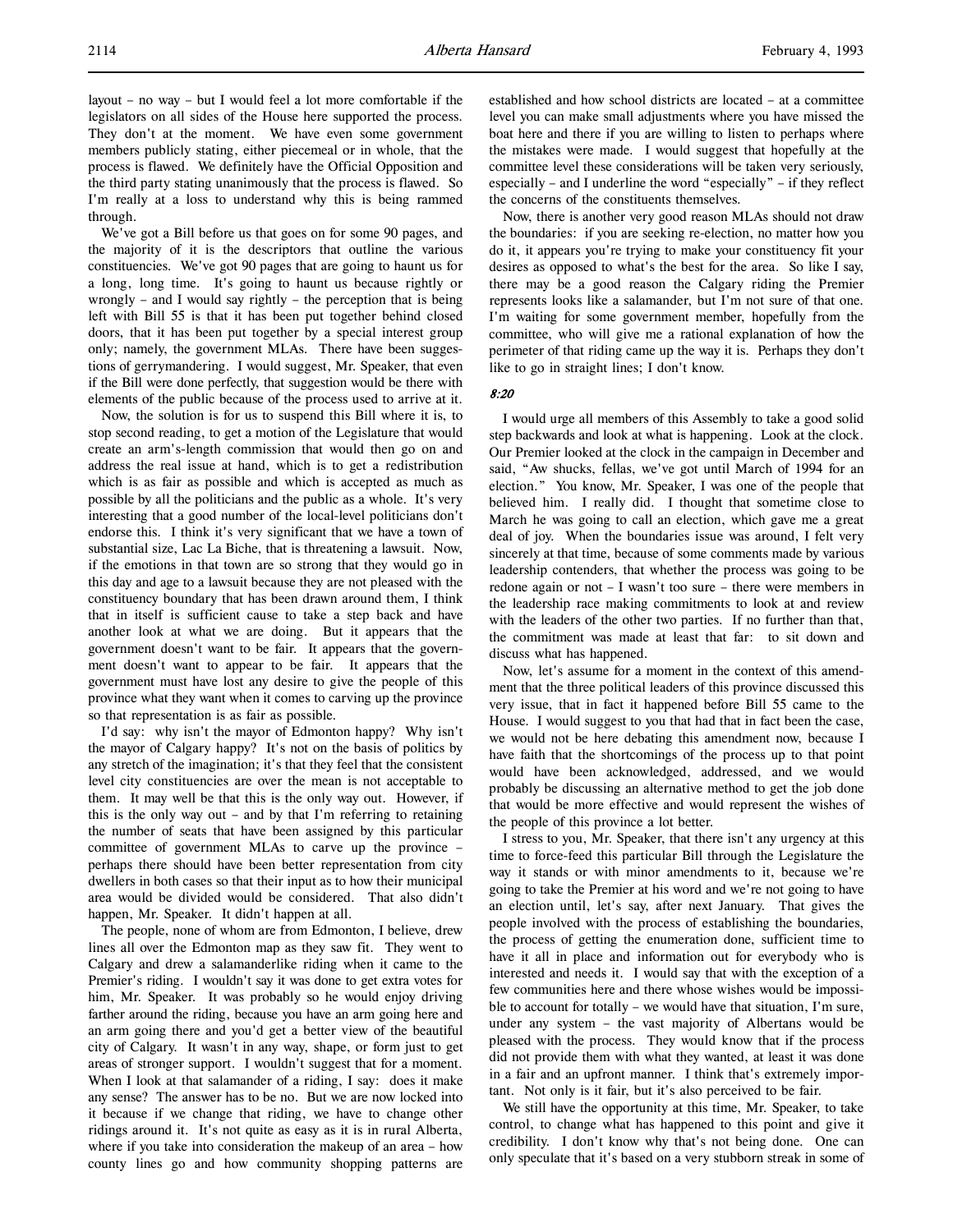layout – no way – but I would feel a lot more comfortable if the legislators on all sides of the House here supported the process. They don't at the moment. We have even some government members publicly stating, either piecemeal or in whole, that the process is flawed. We definitely have the Official Opposition and the third party stating unanimously that the process is flawed. So I'm really at a loss to understand why this is being rammed through.

We've got a Bill before us that goes on for some 90 pages, and the majority of it is the descriptors that outline the various constituencies. We've got 90 pages that are going to haunt us for a long, long time. It's going to haunt us because rightly or wrongly – and I would say rightly – the perception that is being left with Bill 55 is that it has been put together behind closed doors, that it has been put together by a special interest group only; namely, the government MLAs. There have been suggestions of gerrymandering. I would suggest, Mr. Speaker, that even if the Bill were done perfectly, that suggestion would be there with elements of the public because of the process used to arrive at it.

Now, the solution is for us to suspend this Bill where it is, to stop second reading, to get a motion of the Legislature that would create an arm's-length commission that would then go on and address the real issue at hand, which is to get a redistribution which is as fair as possible and which is accepted as much as possible by all the politicians and the public as a whole. It's very interesting that a good number of the local-level politicians don't endorse this. I think it's very significant that we have a town of substantial size, Lac La Biche, that is threatening a lawsuit. Now, if the emotions in that town are so strong that they would go in this day and age to a lawsuit because they are not pleased with the constituency boundary that has been drawn around them, I think that in itself is sufficient cause to take a step back and have another look at what we are doing. But it appears that the government doesn't want to be fair. It appears that the government doesn't want to appear to be fair. It appears that the government must have lost any desire to give the people of this province what they want when it comes to carving up the province so that representation is as fair as possible.

I'd say: why isn't the mayor of Edmonton happy? Why isn't the mayor of Calgary happy? It's not on the basis of politics by any stretch of the imagination; it's that they feel that the consistent level city constituencies are over the mean is not acceptable to them. It may well be that this is the only way out. However, if this is the only way out – and by that I'm referring to retaining the number of seats that have been assigned by this particular committee of government MLAs to carve up the province – perhaps there should have been better representation from city dwellers in both cases so that their input as to how their municipal area would be divided would be considered. That also didn't happen, Mr. Speaker. It didn't happen at all.

The people, none of whom are from Edmonton, I believe, drew lines all over the Edmonton map as they saw fit. They went to Calgary and drew a salamanderlike riding when it came to the Premier's riding. I wouldn't say it was done to get extra votes for him, Mr. Speaker. It was probably so he would enjoy driving farther around the riding, because you have an arm going here and an arm going there and you'd get a better view of the beautiful city of Calgary. It wasn't in any way, shape, or form just to get areas of stronger support. I wouldn't suggest that for a moment. When I look at that salamander of a riding, I say: does it make any sense? The answer has to be no. But we are now locked into it because if we change that riding, we have to change other ridings around it. It's not quite as easy as it is in rural Alberta, where if you take into consideration the makeup of an area – how county lines go and how community shopping patterns are established and how school districts are located – at a committee level you can make small adjustments where you have missed the boat here and there if you are willing to listen to perhaps where the mistakes were made. I would suggest that hopefully at the committee level these considerations will be taken very seriously, especially – and I underline the word "especially" – if they reflect the concerns of the constituents themselves.

Now, there is another very good reason MLAs should not draw the boundaries: if you are seeking re-election, no matter how you do it, it appears you're trying to make your constituency fit your desires as opposed to what's the best for the area. So like I say, there may be a good reason the Calgary riding the Premier represents looks like a salamander, but I'm not sure of that one. I'm waiting for some government member, hopefully from the committee, who will give me a rational explanation of how the perimeter of that riding came up the way it is. Perhaps they don't like to go in straight lines; I don't know.

*8:20*

I would urge all members of this Assembly to take a good solid step backwards and look at what is happening. Look at the clock. Our Premier looked at the clock in the campaign in December and said, "Aw shucks, fellas, we've got until March of 1994 for an election." You know, Mr. Speaker, I was one of the people that believed him. I really did. I thought that sometime close to March he was going to call an election, which gave me a great deal of joy. When the boundaries issue was around, I felt very sincerely at that time, because of some comments made by various leadership contenders, that whether the process was going to be redone again or not – I wasn't too sure – there were members in the leadership race making commitments to look at and review with the leaders of the other two parties. If no further than that, the commitment was made at least that far: to sit down and discuss what has happened.

Now, let's assume for a moment in the context of this amendment that the three political leaders of this province discussed this very issue, that in fact it happened before Bill 55 came to the House. I would suggest to you that had that in fact been the case, we would not be here debating this amendment now, because I have faith that the shortcomings of the process up to that point would have been acknowledged, addressed, and we would probably be discussing an alternative method to get the job done that would be more effective and would represent the wishes of the people of this province a lot better.

I stress to you, Mr. Speaker, that there isn't any urgency at this time to force-feed this particular Bill through the Legislature the way it stands or with minor amendments to it, because we're going to take the Premier at his word and we're not going to have an election until, let's say, after next January. That gives the people involved with the process of establishing the boundaries, the process of getting the enumeration done, sufficient time to have it all in place and information out for everybody who is interested and needs it. I would say that with the exception of a few communities here and there whose wishes would be impossible to account for totally – we would have that situation, I'm sure, under any system – the vast majority of Albertans would be pleased with the process. They would know that if the process did not provide them with what they wanted, at least it was done in a fair and an upfront manner. I think that's extremely important. Not only is it fair, but it's also perceived to be fair.

We still have the opportunity at this time, Mr. Speaker, to take control, to change what has happened to this point and give it credibility. I don't know why that's not being done. One can only speculate that it's based on a very stubborn streak in some of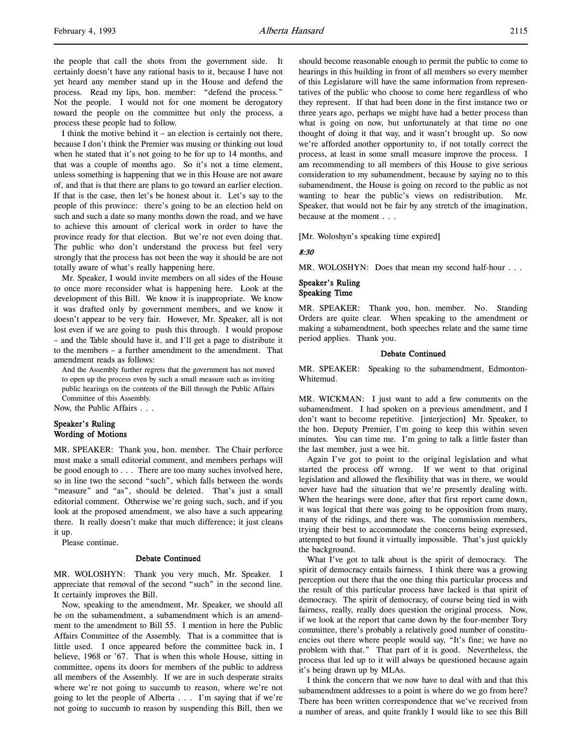the people that call the shots from the government side. It certainly doesn't have any rational basis to it, because I have not yet heard any member stand up in the House and defend the process. Read my lips, hon. member: "defend the process." Not the people. I would not for one moment be derogatory toward the people on the committee but only the process, a process these people had to follow.

I think the motive behind it – an election is certainly not there, because I don't think the Premier was musing or thinking out loud when he stated that it's not going to be for up to 14 months, and that was a couple of months ago. So it's not a time element, unless something is happening that we in this House are not aware of, and that is that there are plans to go toward an earlier election. If that is the case, then let's be honest about it. Let's say to the people of this province: there's going to be an election held on such and such a date so many months down the road, and we have to achieve this amount of clerical work in order to have the province ready for that election. But we're not even doing that. The public who don't understand the process but feel very strongly that the process has not been the way it should be are not totally aware of what's really happening here.

Mr. Speaker, I would invite members on all sides of the House to once more reconsider what is happening here. Look at the development of this Bill. We know it is inappropriate. We know it was drafted only by government members, and we know it doesn't appear to be very fair. However, Mr. Speaker, all is not lost even if we are going to push this through. I would propose – and the Table should have it, and I'll get a page to distribute it to the members – a further amendment to the amendment. That amendment reads as follows:

> And the Assembly further regrets that the government has not moved to open up the process even by such a small measure such as inviting public hearings on the contents of the Bill through the Public Affairs Committee of this Assembly.

Now, the Public Affairs . . .

### Speaker's Ruling
### Wording of Motions

MR. SPEAKER: Thank you, hon. member. The Chair perforce must make a small editorial comment, and members perhaps will be good enough to . . . There are too many suches involved here, so in line two the second "such", which falls between the words "measure" and "as", should be deleted. That's just a small editorial comment. Otherwise we're going such, such, and if you look at the proposed amendment, we also have a such appearing there. It really doesn't make that much difference; it just cleans it up.

Please continue.

### Debate Continued

MR. WOLOSHYN: Thank you very much, Mr. Speaker. I appreciate that removal of the second "such" in the second line. It certainly improves the Bill.

Now, speaking to the amendment, Mr. Speaker, we should all be on the subamendment, a subamendment which is an amendment to the amendment to Bill 55. I mention in here the Public Affairs Committee of the Assembly. That is a committee that is little used. I once appeared before the committee back in, I believe, 1968 or '67. That is when this whole House, sitting in committee, opens its doors for members of the public to address all members of the Assembly. If we are in such desperate straits where we're not going to succumb to reason, where we're not going to let the people of Alberta . . . I'm saying that if we're not going to succumb to reason by suspending this Bill, then we should become reasonable enough to permit the public to come to hearings in this building in front of all members so every member of this Legislature will have the same information from representatives of the public who choose to come here regardless of who they represent. If that had been done in the first instance two or three years ago, perhaps we might have had a better process than what is going on now, but unfortunately at that time no one thought of doing it that way, and it wasn't brought up. So now we're afforded another opportunity to, if not totally correct the process, at least in some small measure improve the process. I am recommending to all members of this House to give serious consideration to my subamendment, because by saying no to this subamendment, the House is going on record to the public as not wanting to hear the public's views on redistribution. Mr. Speaker, that would not be fair by any stretch of the imagination, because at the moment . . .

[Mr. Woloshyn's speaking time expired]

*8:30*

MR. WOLOSHYN: Does that mean my second half-hour . . .

### Speaker's Ruling
### Speaking Time

MR. SPEAKER: Thank you, hon. member. No. Standing Orders are quite clear. When speaking to the amendment or making a subamendment, both speeches relate and the same time period applies. Thank you.

### Debate Continued

MR. SPEAKER: Speaking to the subamendment, Edmonton-Whitemud.

MR. WICKMAN: I just want to add a few comments on the subamendment. I had spoken on a previous amendment, and I don't want to become repetitive. [interjection] Mr. Speaker, to the hon. Deputy Premier, I'm going to keep this within seven minutes. You can time me. I'm going to talk a little faster than the last member, just a wee bit.

Again I've got to point to the original legislation and what started the process off wrong. If we went to that original legislation and allowed the flexibility that was in there, we would never have had the situation that we're presently dealing with. When the hearings were done, after that first report came down, it was logical that there was going to be opposition from many, many of the ridings, and there was. The commission members, trying their best to accommodate the concerns being expressed, attempted to but found it virtually impossible. That's just quickly the background.

What I've got to talk about is the spirit of democracy. The spirit of democracy entails fairness. I think there was a growing perception out there that the one thing this particular process and the result of this particular process have lacked is that spirit of democracy. The spirit of democracy, of course being tied in with fairness, really, really does question the original process. Now, if we look at the report that came down by the four-member Tory committee, there's probably a relatively good number of constituencies out there where people would say, "It's fine; we have no problem with that." That part of it is good. Nevertheless, the process that led up to it will always be questioned because again it's being drawn up by MLAs.

I think the concern that we now have to deal with and that this subamendment addresses to a point is where do we go from here? There has been written correspondence that we've received from a number of areas, and quite frankly I would like to see this Bill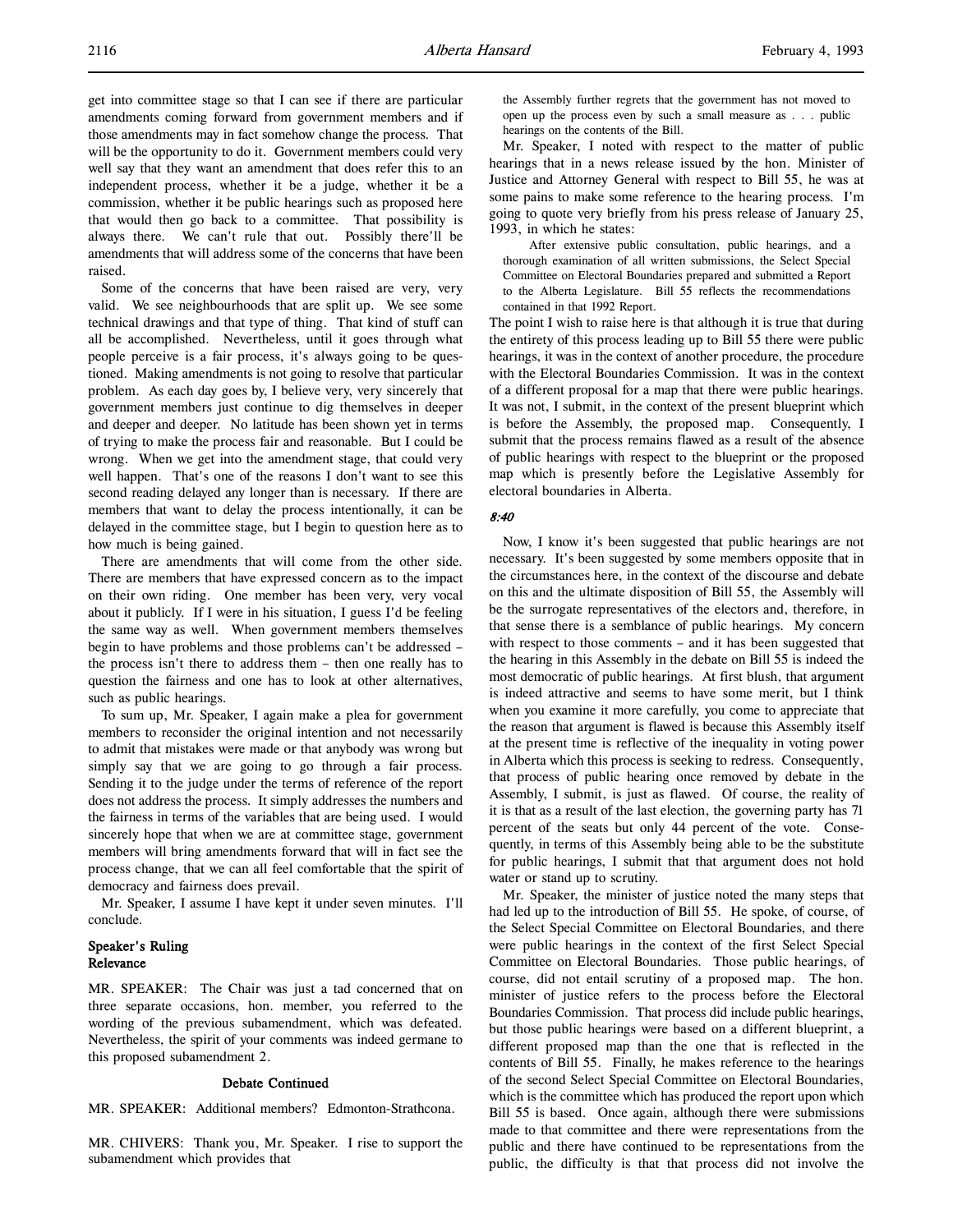get into committee stage so that I can see if there are particular amendments coming forward from government members and if those amendments may in fact somehow change the process. That will be the opportunity to do it. Government members could very well say that they want an amendment that does refer this to an independent process, whether it be a judge, whether it be a commission, whether it be public hearings such as proposed here that would then go back to a committee. That possibility is always there. We can't rule that out. Possibly there'll be amendments that will address some of the concerns that have been raised.

Some of the concerns that have been raised are very, very valid. We see neighbourhoods that are split up. We see some technical drawings and that type of thing. That kind of stuff can all be accomplished. Nevertheless, until it goes through what people perceive is a fair process, it's always going to be questioned. Making amendments is not going to resolve that particular problem. As each day goes by, I believe very, very sincerely that government members just continue to dig themselves in deeper and deeper and deeper. No latitude has been shown yet in terms of trying to make the process fair and reasonable. But I could be wrong. When we get into the amendment stage, that could very well happen. That's one of the reasons I don't want to see this second reading delayed any longer than is necessary. If there are members that want to delay the process intentionally, it can be delayed in the committee stage, but I begin to question here as to how much is being gained.

There are amendments that will come from the other side. There are members that have expressed concern as to the impact on their own riding. One member has been very, very vocal about it publicly. If I were in his situation, I guess I'd be feeling the same way as well. When government members themselves begin to have problems and those problems can't be addressed – the process isn't there to address them – then one really has to question the fairness and one has to look at other alternatives, such as public hearings.

To sum up, Mr. Speaker, I again make a plea for government members to reconsider the original intention and not necessarily to admit that mistakes were made or that anybody was wrong but simply say that we are going to go through a fair process. Sending it to the judge under the terms of reference of the report does not address the process. It simply addresses the numbers and the fairness in terms of the variables that are being used. I would sincerely hope that when we are at committee stage, government members will bring amendments forward that will in fact see the process change, that we can all feel comfortable that the spirit of democracy and fairness does prevail.

Mr. Speaker, I assume I have kept it under seven minutes. I'll conclude.

## Speaker's Ruling
## Relevance

MR. SPEAKER: The Chair was just a tad concerned that on three separate occasions, hon. member, you referred to the wording of the previous subamendment, which was defeated. Nevertheless, the spirit of your comments was indeed germane to this proposed subamendment 2.

### Debate Continued

MR. SPEAKER: Additional members? Edmonton-Strathcona.

MR. CHIVERS: Thank you, Mr. Speaker. I rise to support the subamendment which provides that

> the Assembly further regrets that the government has not moved to open up the process even by such a small measure as . . . public hearings on the contents of the Bill.

Mr. Speaker, I noted with respect to the matter of public hearings that in a news release issued by the hon. Minister of Justice and Attorney General with respect to Bill 55, he was at some pains to make some reference to the hearing process. I'm going to quote very briefly from his press release of January 25, 1993, in which he states:

> After extensive public consultation, public hearings, and a thorough examination of all written submissions, the Select Special Committee on Electoral Boundaries prepared and submitted a Report to the Alberta Legislature. Bill 55 reflects the recommendations contained in that 1992 Report.

The point I wish to raise here is that although it is true that during the entirety of this process leading up to Bill 55 there were public hearings, it was in the context of another procedure, the procedure with the Electoral Boundaries Commission. It was in the context of a different proposal for a map that there were public hearings. It was not, I submit, in the context of the present blueprint which is before the Assembly, the proposed map. Consequently, I submit that the process remains flawed as a result of the absence of public hearings with respect to the blueprint or the proposed map which is presently before the Legislative Assembly for electoral boundaries in Alberta.

*8:40*

Now, I know it's been suggested that public hearings are not necessary. It's been suggested by some members opposite that in the circumstances here, in the context of the discourse and debate on this and the ultimate disposition of Bill 55, the Assembly will be the surrogate representatives of the electors and, therefore, in that sense there is a semblance of public hearings. My concern with respect to those comments – and it has been suggested that the hearing in this Assembly in the debate on Bill 55 is indeed the most democratic of public hearings. At first blush, that argument is indeed attractive and seems to have some merit, but I think when you examine it more carefully, you come to appreciate that the reason that argument is flawed is because this Assembly itself at the present time is reflective of the inequality in voting power in Alberta which this process is seeking to redress. Consequently, that process of public hearing once removed by debate in the Assembly, I submit, is just as flawed. Of course, the reality of it is that as a result of the last election, the governing party has 71 percent of the seats but only 44 percent of the vote. Consequently, in terms of this Assembly being able to be the substitute for public hearings, I submit that that argument does not hold water or stand up to scrutiny.

Mr. Speaker, the minister of justice noted the many steps that had led up to the introduction of Bill 55. He spoke, of course, of the Select Special Committee on Electoral Boundaries, and there were public hearings in the context of the first Select Special Committee on Electoral Boundaries. Those public hearings, of course, did not entail scrutiny of a proposed map. The hon. minister of justice refers to the process before the Electoral Boundaries Commission. That process did include public hearings, but those public hearings were based on a different blueprint, a different proposed map than the one that is reflected in the contents of Bill 55. Finally, he makes reference to the hearings of the second Select Special Committee on Electoral Boundaries, which is the committee which has produced the report upon which Bill 55 is based. Once again, although there were submissions made to that committee and there were representations from the public and there have continued to be representations from the public, the difficulty is that that process did not involve the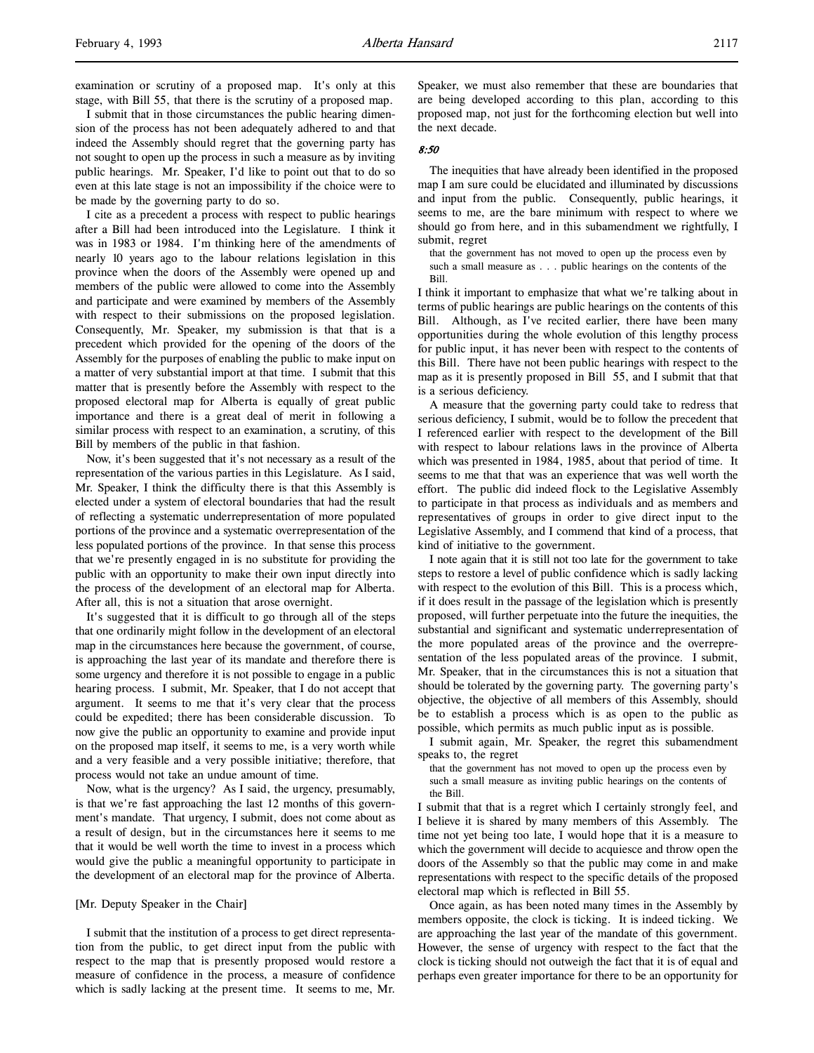examination or scrutiny of a proposed map. It's only at this stage, with Bill 55, that there is the scrutiny of a proposed map.

I submit that in those circumstances the public hearing dimension of the process has not been adequately adhered to and that indeed the Assembly should regret that the governing party has not sought to open up the process in such a measure as by inviting public hearings. Mr. Speaker, I'd like to point out that to do so even at this late stage is not an impossibility if the choice were to be made by the governing party to do so.

I cite as a precedent a process with respect to public hearings after a Bill had been introduced into the Legislature. I think it was in 1983 or 1984. I'm thinking here of the amendments of nearly 10 years ago to the labour relations legislation in this province when the doors of the Assembly were opened up and members of the public were allowed to come into the Assembly and participate and were examined by members of the Assembly with respect to their submissions on the proposed legislation. Consequently, Mr. Speaker, my submission is that that is a precedent which provided for the opening of the doors of the Assembly for the purposes of enabling the public to make input on a matter of very substantial import at that time. I submit that this matter that is presently before the Assembly with respect to the proposed electoral map for Alberta is equally of great public importance and there is a great deal of merit in following a similar process with respect to an examination, a scrutiny, of this Bill by members of the public in that fashion.

Now, it's been suggested that it's not necessary as a result of the representation of the various parties in this Legislature. As I said, Mr. Speaker, I think the difficulty there is that this Assembly is elected under a system of electoral boundaries that had the result of reflecting a systematic underrepresentation of more populated portions of the province and a systematic overrepresentation of the less populated portions of the province. In that sense this process that we're presently engaged in is no substitute for providing the public with an opportunity to make their own input directly into the process of the development of an electoral map for Alberta. After all, this is not a situation that arose overnight.

It's suggested that it is difficult to go through all of the steps that one ordinarily might follow in the development of an electoral map in the circumstances here because the government, of course, is approaching the last year of its mandate and therefore there is some urgency and therefore it is not possible to engage in a public hearing process. I submit, Mr. Speaker, that I do not accept that argument. It seems to me that it's very clear that the process could be expedited; there has been considerable discussion. To now give the public an opportunity to examine and provide input on the proposed map itself, it seems to me, is a very worth while and a very feasible and a very possible initiative; therefore, that process would not take an undue amount of time.

Now, what is the urgency? As I said, the urgency, presumably, is that we're fast approaching the last 12 months of this government's mandate. That urgency, I submit, does not come about as a result of design, but in the circumstances here it seems to me that it would be well worth the time to invest in a process which would give the public a meaningful opportunity to participate in the development of an electoral map for the province of Alberta.

[Mr. Deputy Speaker in the Chair]

I submit that the institution of a process to get direct representation from the public, to get direct input from the public with respect to the map that is presently proposed would restore a measure of confidence in the process, a measure of confidence which is sadly lacking at the present time. It seems to me, Mr. Speaker, we must also remember that these are boundaries that are being developed according to this plan, according to this proposed map, not just for the forthcoming election but well into the next decade.

*8:50*

The inequities that have already been identified in the proposed map I am sure could be elucidated and illuminated by discussions and input from the public. Consequently, public hearings, it seems to me, are the bare minimum with respect to where we should go from here, and in this subamendment we rightfully, I submit, regret

> that the government has not moved to open up the process even by such a small measure as . . . public hearings on the contents of the Bill.

I think it important to emphasize that what we're talking about in terms of public hearings are public hearings on the contents of this Bill. Although, as I've recited earlier, there have been many opportunities during the whole evolution of this lengthy process for public input, it has never been with respect to the contents of this Bill. There have not been public hearings with respect to the map as it is presently proposed in Bill 55, and I submit that that is a serious deficiency.

A measure that the governing party could take to redress that serious deficiency, I submit, would be to follow the precedent that I referenced earlier with respect to the development of the Bill with respect to labour relations laws in the province of Alberta which was presented in 1984, 1985, about that period of time. It seems to me that that was an experience that was well worth the effort. The public did indeed flock to the Legislative Assembly to participate in that process as individuals and as members and representatives of groups in order to give direct input to the Legislative Assembly, and I commend that kind of a process, that kind of initiative to the government.

I note again that it is still not too late for the government to take steps to restore a level of public confidence which is sadly lacking with respect to the evolution of this Bill. This is a process which, if it does result in the passage of the legislation which is presently proposed, will further perpetuate into the future the inequities, the substantial and significant and systematic underrepresentation of the more populated areas of the province and the overrepresentation of the less populated areas of the province. I submit, Mr. Speaker, that in the circumstances this is not a situation that should be tolerated by the governing party. The governing party's objective, the objective of all members of this Assembly, should be to establish a process which is as open to the public as possible, which permits as much public input as is possible.

I submit again, Mr. Speaker, the regret this subamendment speaks to, the regret

> that the government has not moved to open up the process even by such a small measure as inviting public hearings on the contents of the Bill.

I submit that that is a regret which I certainly strongly feel, and I believe it is shared by many members of this Assembly. The time not yet being too late, I would hope that it is a measure to which the government will decide to acquiesce and throw open the doors of the Assembly so that the public may come in and make representations with respect to the specific details of the proposed electoral map which is reflected in Bill 55.

Once again, as has been noted many times in the Assembly by members opposite, the clock is ticking. It is indeed ticking. We are approaching the last year of the mandate of this government. However, the sense of urgency with respect to the fact that the clock is ticking should not outweigh the fact that it is of equal and perhaps even greater importance for there to be an opportunity for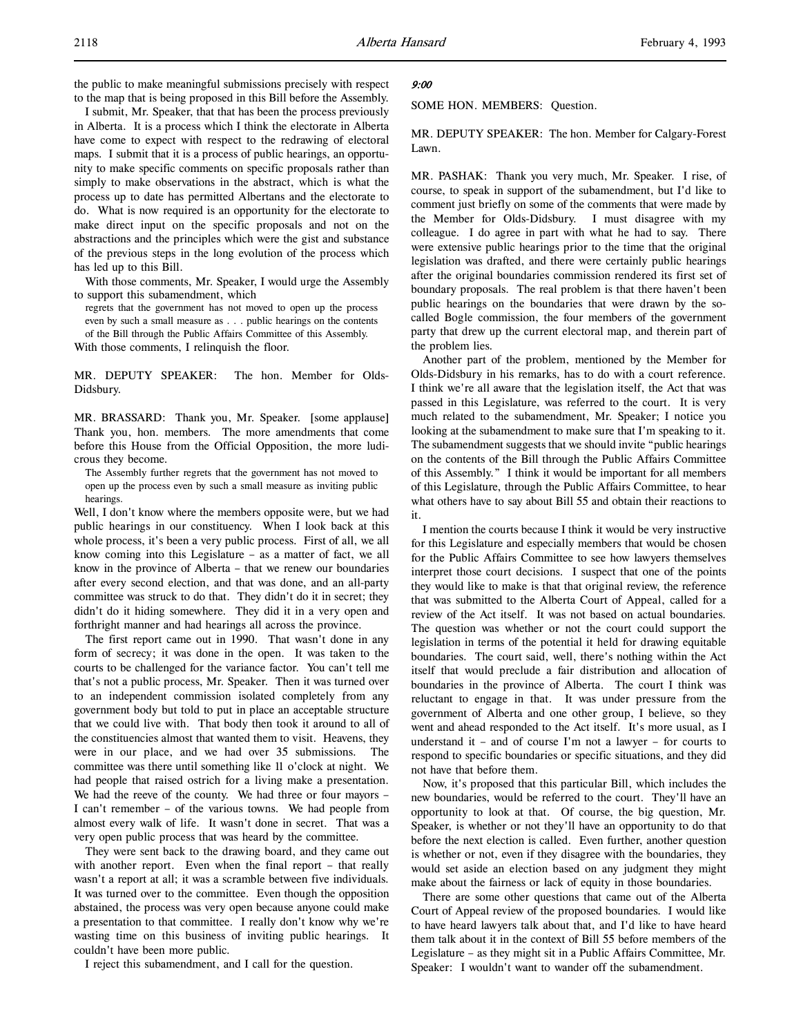the public to make meaningful submissions precisely with respect to the map that is being proposed in this Bill before the Assembly.

I submit, Mr. Speaker, that that has been the process previously in Alberta. It is a process which I think the electorate in Alberta have come to expect with respect to the redrawing of electoral maps. I submit that it is a process of public hearings, an opportunity to make specific comments on specific proposals rather than simply to make observations in the abstract, which is what the process up to date has permitted Albertans and the electorate to do. What is now required is an opportunity for the electorate to make direct input on the specific proposals and not on the abstractions and the principles which were the gist and substance of the previous steps in the long evolution of the process which has led up to this Bill.

With those comments, Mr. Speaker, I would urge the Assembly to support this subamendment, which

> regrets that the government has not moved to open up the process even by such a small measure as . . . public hearings on the contents of the Bill through the Public Affairs Committee of this Assembly.

With those comments, I relinquish the floor.

MR. DEPUTY SPEAKER: The hon. Member for Olds-Didsbury.

MR. BRASSARD: Thank you, Mr. Speaker. [some applause] Thank you, hon. members. The more amendments that come before this House from the Official Opposition, the more ludicrous they become.

> The Assembly further regrets that the government has not moved to open up the process even by such a small measure as inviting public hearings.

Well, I don't know where the members opposite were, but we had public hearings in our constituency. When I look back at this whole process, it's been a very public process. First of all, we all know coming into this Legislature – as a matter of fact, we all know in the province of Alberta – that we renew our boundaries after every second election, and that was done, and an all-party committee was struck to do that. They didn't do it in secret; they didn't do it hiding somewhere. They did it in a very open and forthright manner and had hearings all across the province.

The first report came out in 1990. That wasn't done in any form of secrecy; it was done in the open. It was taken to the courts to be challenged for the variance factor. You can't tell me that's not a public process, Mr. Speaker. Then it was turned over to an independent commission isolated completely from any government body but told to put in place an acceptable structure that we could live with. That body then took it around to all of the constituencies almost that wanted them to visit. Heavens, they were in our place, and we had over 35 submissions. The committee was there until something like 11 o'clock at night. We had people that raised ostrich for a living make a presentation. We had the reeve of the county. We had three or four mayors – I can't remember – of the various towns. We had people from almost every walk of life. It wasn't done in secret. That was a very open public process that was heard by the committee.

They were sent back to the drawing board, and they came out with another report. Even when the final report – that really wasn't a report at all; it was a scramble between five individuals. It was turned over to the committee. Even though the opposition abstained, the process was very open because anyone could make a presentation to that committee. I really don't know why we're wasting time on this business of inviting public hearings. It couldn't have been more public.

I reject this subamendment, and I call for the question.

*9:00*

SOME HON. MEMBERS: Question.

MR. DEPUTY SPEAKER: The hon. Member for Calgary-Forest Lawn.

MR. PASHAK: Thank you very much, Mr. Speaker. I rise, of course, to speak in support of the subamendment, but I'd like to comment just briefly on some of the comments that were made by the Member for Olds-Didsbury. I must disagree with my colleague. I do agree in part with what he had to say. There were extensive public hearings prior to the time that the original legislation was drafted, and there were certainly public hearings after the original boundaries commission rendered its first set of boundary proposals. The real problem is that there haven't been public hearings on the boundaries that were drawn by the so-called Bogle commission, the four members of the government party that drew up the current electoral map, and therein part of the problem lies.

Another part of the problem, mentioned by the Member for Olds-Didsbury in his remarks, has to do with a court reference. I think we're all aware that the legislation itself, the Act that was passed in this Legislature, was referred to the court. It is very much related to the subamendment, Mr. Speaker; I notice you looking at the subamendment to make sure that I'm speaking to it. The subamendment suggests that we should invite "public hearings on the contents of the Bill through the Public Affairs Committee of this Assembly." I think it would be important for all members of this Legislature, through the Public Affairs Committee, to hear what others have to say about Bill 55 and obtain their reactions to it.

I mention the courts because I think it would be very instructive for this Legislature and especially members that would be chosen for the Public Affairs Committee to see how lawyers themselves interpret those court decisions. I suspect that one of the points they would like to make is that that original review, the reference that was submitted to the Alberta Court of Appeal, called for a review of the Act itself. It was not based on actual boundaries. The question was whether or not the court could support the legislation in terms of the potential it held for drawing equitable boundaries. The court said, well, there's nothing within the Act itself that would preclude a fair distribution and allocation of boundaries in the province of Alberta. The court I think was reluctant to engage in that. It was under pressure from the government of Alberta and one other group, I believe, so they went and ahead responded to the Act itself. It's more usual, as I understand it – and of course I'm not a lawyer – for courts to respond to specific boundaries or specific situations, and they did not have that before them.

Now, it's proposed that this particular Bill, which includes the new boundaries, would be referred to the court. They'll have an opportunity to look at that. Of course, the big question, Mr. Speaker, is whether or not they'll have an opportunity to do that before the next election is called. Even further, another question is whether or not, even if they disagree with the boundaries, they would set aside an election based on any judgment they might make about the fairness or lack of equity in those boundaries.

There are some other questions that came out of the Alberta Court of Appeal review of the proposed boundaries. I would like to have heard lawyers talk about that, and I'd like to have heard them talk about it in the context of Bill 55 before members of the Legislature – as they might sit in a Public Affairs Committee, Mr. Speaker: I wouldn't want to wander off the subamendment.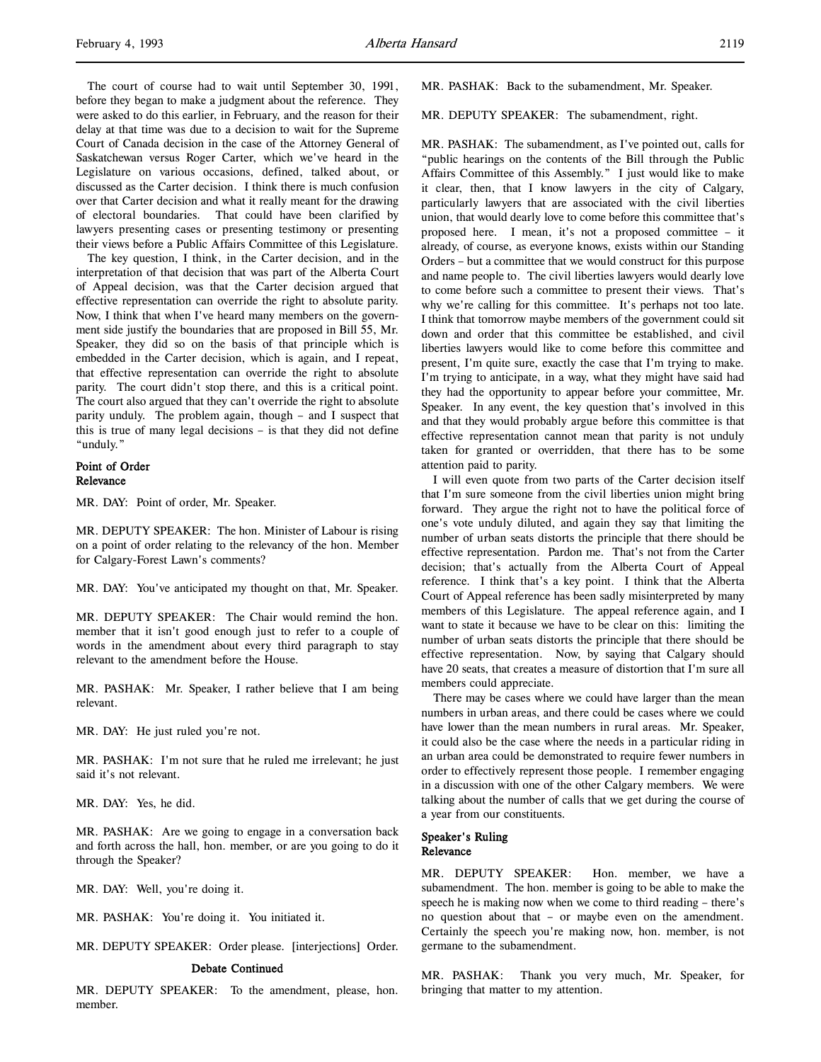The court of course had to wait until September 30, 1991, before they began to make a judgment about the reference. They were asked to do this earlier, in February, and the reason for their delay at that time was due to a decision to wait for the Supreme Court of Canada decision in the case of the Attorney General of Saskatchewan versus Roger Carter, which we've heard in the Legislature on various occasions, defined, talked about, or discussed as the Carter decision. I think there is much confusion over that Carter decision and what it really meant for the drawing of electoral boundaries. That could have been clarified by lawyers presenting cases or presenting testimony or presenting their views before a Public Affairs Committee of this Legislature.

The key question, I think, in the Carter decision, and in the interpretation of that decision that was part of the Alberta Court of Appeal decision, was that the Carter decision argued that effective representation can override the right to absolute parity. Now, I think that when I've heard many members on the government side justify the boundaries that are proposed in Bill 55, Mr. Speaker, they did so on the basis of that principle which is embedded in the Carter decision, which is again, and I repeat, that effective representation can override the right to absolute parity. The court didn't stop there, and this is a critical point. The court also argued that they can't override the right to absolute parity unduly. The problem again, though – and I suspect that this is true of many legal decisions – is that they did not define "unduly."

### Point of Order
### Relevance

MR. DAY: Point of order, Mr. Speaker.

MR. DEPUTY SPEAKER: The hon. Minister of Labour is rising on a point of order relating to the relevancy of the hon. Member for Calgary-Forest Lawn's comments?

MR. DAY: You've anticipated my thought on that, Mr. Speaker.

MR. DEPUTY SPEAKER: The Chair would remind the hon. member that it isn't good enough just to refer to a couple of words in the amendment about every third paragraph to stay relevant to the amendment before the House.

MR. PASHAK: Mr. Speaker, I rather believe that I am being relevant.

MR. DAY: He just ruled you're not.

MR. PASHAK: I'm not sure that he ruled me irrelevant; he just said it's not relevant.

MR. DAY: Yes, he did.

MR. PASHAK: Are we going to engage in a conversation back and forth across the hall, hon. member, or are you going to do it through the Speaker?

MR. DAY: Well, you're doing it.

MR. PASHAK: You're doing it. You initiated it.

MR. DEPUTY SPEAKER: Order please. [interjections] Order.

### Debate Continued

MR. DEPUTY SPEAKER: To the amendment, please, hon. member.

MR. PASHAK: Back to the subamendment, Mr. Speaker.

MR. DEPUTY SPEAKER: The subamendment, right.

MR. PASHAK: The subamendment, as I've pointed out, calls for "public hearings on the contents of the Bill through the Public Affairs Committee of this Assembly." I just would like to make it clear, then, that I know lawyers in the city of Calgary, particularly lawyers that are associated with the civil liberties union, that would dearly love to come before this committee that's proposed here. I mean, it's not a proposed committee – it already, of course, as everyone knows, exists within our Standing Orders – but a committee that we would construct for this purpose and name people to. The civil liberties lawyers would dearly love to come before such a committee to present their views. That's why we're calling for this committee. It's perhaps not too late. I think that tomorrow maybe members of the government could sit down and order that this committee be established, and civil liberties lawyers would like to come before this committee and present, I'm quite sure, exactly the case that I'm trying to make. I'm trying to anticipate, in a way, what they might have said had they had the opportunity to appear before your committee, Mr. Speaker. In any event, the key question that's involved in this and that they would probably argue before this committee is that effective representation cannot mean that parity is not unduly taken for granted or overridden, that there has to be some attention paid to parity.

I will even quote from two parts of the Carter decision itself that I'm sure someone from the civil liberties union might bring forward. They argue the right not to have the political force of one's vote unduly diluted, and again they say that limiting the number of urban seats distorts the principle that there should be effective representation. Pardon me. That's not from the Carter decision; that's actually from the Alberta Court of Appeal reference. I think that's a key point. I think that the Alberta Court of Appeal reference has been sadly misinterpreted by many members of this Legislature. The appeal reference again, and I want to state it because we have to be clear on this: limiting the number of urban seats distorts the principle that there should be effective representation. Now, by saying that Calgary should have 20 seats, that creates a measure of distortion that I'm sure all members could appreciate.

There may be cases where we could have larger than the mean numbers in urban areas, and there could be cases where we could have lower than the mean numbers in rural areas. Mr. Speaker, it could also be the case where the needs in a particular riding in an urban area could be demonstrated to require fewer numbers in order to effectively represent those people. I remember engaging in a discussion with one of the other Calgary members. We were talking about the number of calls that we get during the course of a year from our constituents.

### Speaker's Ruling
### Relevance

MR. DEPUTY SPEAKER: Hon. member, we have a subamendment. The hon. member is going to be able to make the speech he is making now when we come to third reading – there's no question about that – or maybe even on the amendment. Certainly the speech you're making now, hon. member, is not germane to the subamendment.

MR. PASHAK: Thank you very much, Mr. Speaker, for bringing that matter to my attention.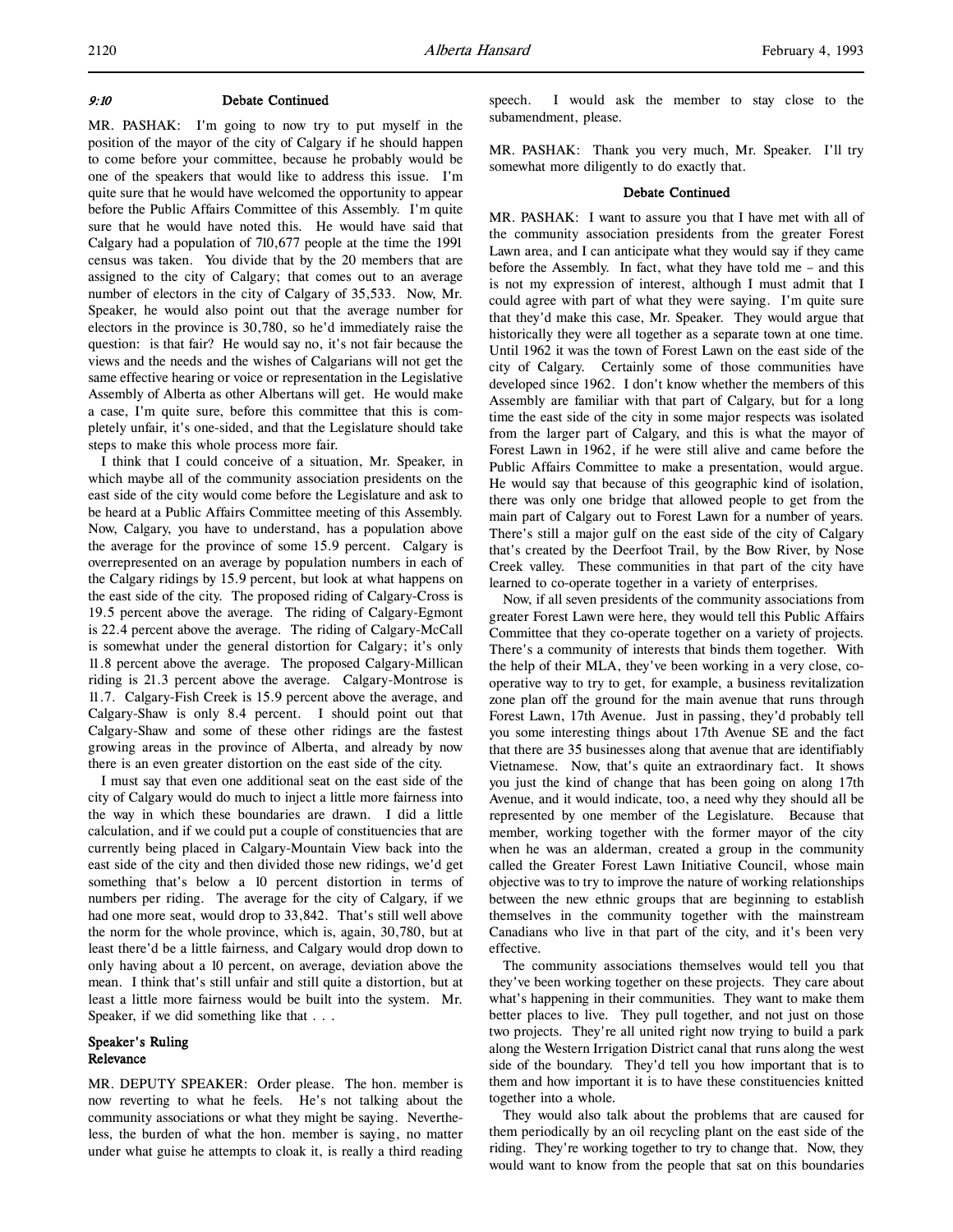### 9:10 Debate Continued

MR. PASHAK: I'm going to now try to put myself in the position of the mayor of the city of Calgary if he should happen to come before your committee, because he probably would be one of the speakers that would like to address this issue. I'm quite sure that he would have welcomed the opportunity to appear before the Public Affairs Committee of this Assembly. I'm quite sure that he would have noted this. He would have said that Calgary had a population of 710,677 people at the time the 1991 census was taken. You divide that by the 20 members that are assigned to the city of Calgary; that comes out to an average number of electors in the city of Calgary of 35,533. Now, Mr. Speaker, he would also point out that the average number for electors in the province is 30,780, so he'd immediately raise the question: is that fair? He would say no, it's not fair because the views and the needs and the wishes of Calgarians will not get the same effective hearing or voice or representation in the Legislative Assembly of Alberta as other Albertans will get. He would make a case, I'm quite sure, before this committee that this is completely unfair, it's one-sided, and that the Legislature should take steps to make this whole process more fair.

I think that I could conceive of a situation, Mr. Speaker, in which maybe all of the community association presidents on the east side of the city would come before the Legislature and ask to be heard at a Public Affairs Committee meeting of this Assembly. Now, Calgary, you have to understand, has a population above the average for the province of some 15.9 percent. Calgary is overrepresented on an average by population numbers in each of the Calgary ridings by 15.9 percent, but look at what happens on the east side of the city. The proposed riding of Calgary-Cross is 19.5 percent above the average. The riding of Calgary-Egmont is 22.4 percent above the average. The riding of Calgary-McCall is somewhat under the general distortion for Calgary; it's only 11.8 percent above the average. The proposed Calgary-Millican riding is 21.3 percent above the average. Calgary-Montrose is 11.7. Calgary-Fish Creek is 15.9 percent above the average, and Calgary-Shaw is only 8.4 percent. I should point out that Calgary-Shaw and some of these other ridings are the fastest growing areas in the province of Alberta, and already by now there is an even greater distortion on the east side of the city.

I must say that even one additional seat on the east side of the city of Calgary would do much to inject a little more fairness into the way in which these boundaries are drawn. I did a little calculation, and if we could put a couple of constituencies that are currently being placed in Calgary-Mountain View back into the east side of the city and then divided those new ridings, we'd get something that's below a 10 percent distortion in terms of numbers per riding. The average for the city of Calgary, if we had one more seat, would drop to 33,842. That's still well above the norm for the whole province, which is, again, 30,780, but at least there'd be a little fairness, and Calgary would drop down to only having about a 10 percent, on average, deviation above the mean. I think that's still unfair and still quite a distortion, but at least a little more fairness would be built into the system. Mr. Speaker, if we did something like that . . .

### Speaker's Ruling
### Relevance

MR. DEPUTY SPEAKER: Order please. The hon. member is now reverting to what he feels. He's not talking about the community associations or what they might be saying. Nevertheless, the burden of what the hon. member is saying, no matter under what guise he attempts to cloak it, is really a third reading speech. I would ask the member to stay close to the subamendment, please.

MR. PASHAK: Thank you very much, Mr. Speaker. I'll try somewhat more diligently to do exactly that.

### Debate Continued

MR. PASHAK: I want to assure you that I have met with all of the community association presidents from the greater Forest Lawn area, and I can anticipate what they would say if they came before the Assembly. In fact, what they have told me – and this is not my expression of interest, although I must admit that I could agree with part of what they were saying. I'm quite sure that they'd make this case, Mr. Speaker. They would argue that historically they were all together as a separate town at one time. Until 1962 it was the town of Forest Lawn on the east side of the city of Calgary. Certainly some of those communities have developed since 1962. I don't know whether the members of this Assembly are familiar with that part of Calgary, but for a long time the east side of the city in some major respects was isolated from the larger part of Calgary, and this is what the mayor of Forest Lawn in 1962, if he were still alive and came before the Public Affairs Committee to make a presentation, would argue. He would say that because of this geographic kind of isolation, there was only one bridge that allowed people to get from the main part of Calgary out to Forest Lawn for a number of years. There's still a major gulf on the east side of the city of Calgary that's created by the Deerfoot Trail, by the Bow River, by Nose Creek valley. These communities in that part of the city have learned to co-operate together in a variety of enterprises.

Now, if all seven presidents of the community associations from greater Forest Lawn were here, they would tell this Public Affairs Committee that they co-operate together on a variety of projects. There's a community of interests that binds them together. With the help of their MLA, they've been working in a very close, co-operative way to try to get, for example, a business revitalization zone plan off the ground for the main avenue that runs through Forest Lawn, 17th Avenue. Just in passing, they'd probably tell you some interesting things about 17th Avenue SE and the fact that there are 35 businesses along that avenue that are identifiably Vietnamese. Now, that's quite an extraordinary fact. It shows you just the kind of change that has been going on along 17th Avenue, and it would indicate, too, a need why they should all be represented by one member of the Legislature. Because that member, working together with the former mayor of the city when he was an alderman, created a group in the community called the Greater Forest Lawn Initiative Council, whose main objective was to try to improve the nature of working relationships between the new ethnic groups that are beginning to establish themselves in the community together with the mainstream Canadians who live in that part of the city, and it's been very effective.

The community associations themselves would tell you that they've been working together on these projects. They care about what's happening in their communities. They want to make them better places to live. They pull together, and not just on those two projects. They're all united right now trying to build a park along the Western Irrigation District canal that runs along the west side of the boundary. They'd tell you how important that is to them and how important it is to have these constituencies knitted together into a whole.

They would also talk about the problems that are caused for them periodically by an oil recycling plant on the east side of the riding. They're working together to try to change that. Now, they would want to know from the people that sat on this boundaries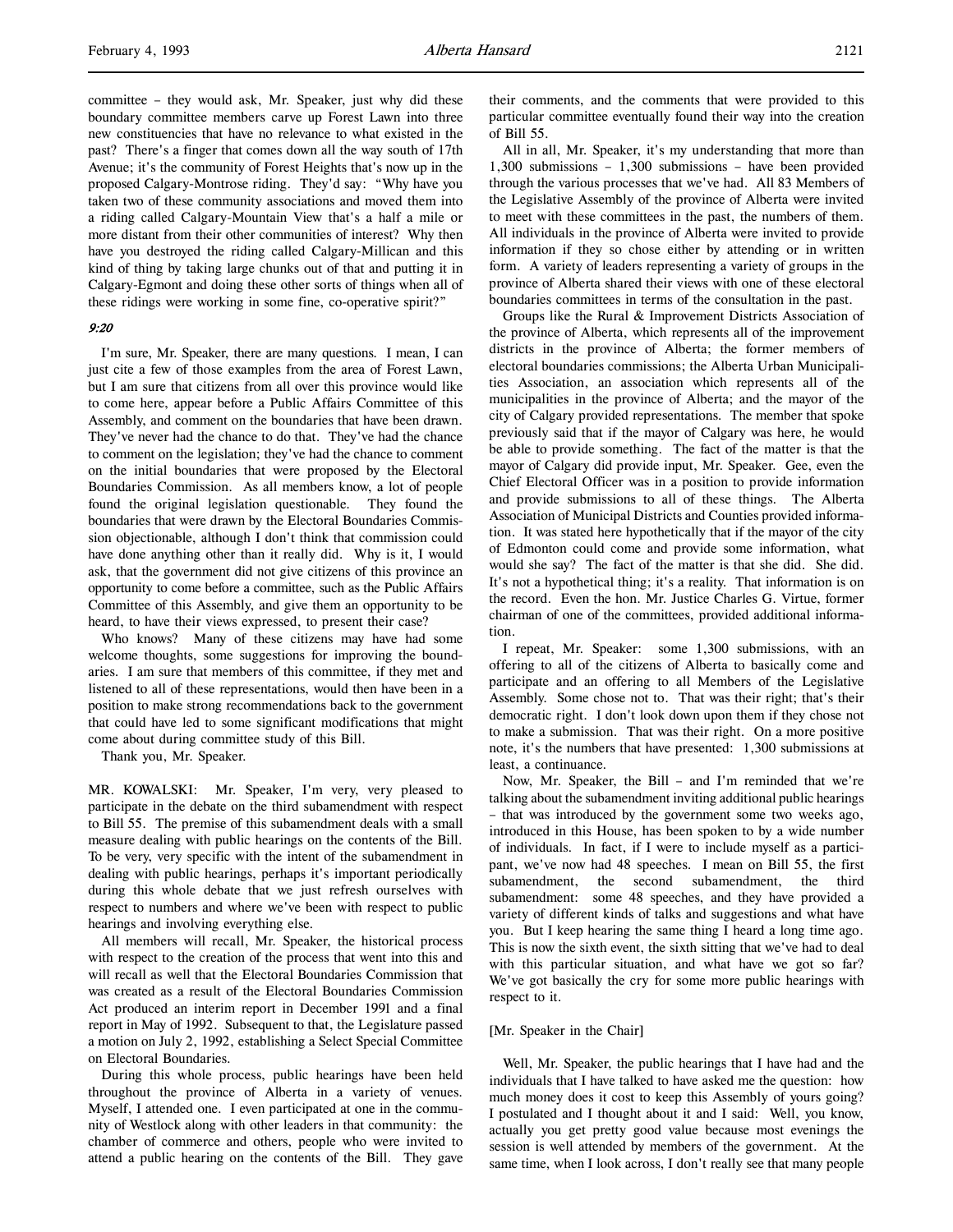committee – they would ask, Mr. Speaker, just why did these boundary committee members carve up Forest Lawn into three new constituencies that have no relevance to what existed in the past? There's a finger that comes down all the way south of 17th Avenue; it's the community of Forest Heights that's now up in the proposed Calgary-Montrose riding. They'd say: "Why have you taken two of these community associations and moved them into a riding called Calgary-Mountain View that's a half a mile or more distant from their other communities of interest? Why then have you destroyed the riding called Calgary-Millican and this kind of thing by taking large chunks out of that and putting it in Calgary-Egmont and doing these other sorts of things when all of these ridings were working in some fine, co-operative spirit?"

*9:20*

I'm sure, Mr. Speaker, there are many questions. I mean, I can just cite a few of those examples from the area of Forest Lawn, but I am sure that citizens from all over this province would like to come here, appear before a Public Affairs Committee of this Assembly, and comment on the boundaries that have been drawn. They've never had the chance to do that. They've had the chance to comment on the legislation; they've had the chance to comment on the initial boundaries that were proposed by the Electoral Boundaries Commission. As all members know, a lot of people found the original legislation questionable. They found the boundaries that were drawn by the Electoral Boundaries Commission objectionable, although I don't think that commission could have done anything other than it really did. Why is it, I would ask, that the government did not give citizens of this province an opportunity to come before a committee, such as the Public Affairs Committee of this Assembly, and give them an opportunity to be heard, to have their views expressed, to present their case?

Who knows? Many of these citizens may have had some welcome thoughts, some suggestions for improving the boundaries. I am sure that members of this committee, if they met and listened to all of these representations, would then have been in a position to make strong recommendations back to the government that could have led to some significant modifications that might come about during committee study of this Bill.

Thank you, Mr. Speaker.

MR. KOWALSKI: Mr. Speaker, I'm very, very pleased to participate in the debate on the third subamendment with respect to Bill 55. The premise of this subamendment deals with a small measure dealing with public hearings on the contents of the Bill. To be very, very specific with the intent of the subamendment in dealing with public hearings, perhaps it's important periodically during this whole debate that we just refresh ourselves with respect to numbers and where we've been with respect to public hearings and involving everything else.

All members will recall, Mr. Speaker, the historical process with respect to the creation of the process that went into this and will recall as well that the Electoral Boundaries Commission that was created as a result of the Electoral Boundaries Commission Act produced an interim report in December 1991 and a final report in May of 1992. Subsequent to that, the Legislature passed a motion on July 2, 1992, establishing a Select Special Committee on Electoral Boundaries.

During this whole process, public hearings have been held throughout the province of Alberta in a variety of venues. Myself, I attended one. I even participated at one in the community of Westlock along with other leaders in that community: the chamber of commerce and others, people who were invited to attend a public hearing on the contents of the Bill. They gave their comments, and the comments that were provided to this particular committee eventually found their way into the creation of Bill 55.

All in all, Mr. Speaker, it's my understanding that more than 1,300 submissions – 1,300 submissions – have been provided through the various processes that we've had. All 83 Members of the Legislative Assembly of the province of Alberta were invited to meet with these committees in the past, the numbers of them. All individuals in the province of Alberta were invited to provide information if they so chose either by attending or in written form. A variety of leaders representing a variety of groups in the province of Alberta shared their views with one of these electoral boundaries committees in terms of the consultation in the past.

Groups like the Rural & Improvement Districts Association of the province of Alberta, which represents all of the improvement districts in the province of Alberta; the former members of electoral boundaries commissions; the Alberta Urban Municipalities Association, an association which represents all of the municipalities in the province of Alberta; and the mayor of the city of Calgary provided representations. The member that spoke previously said that if the mayor of Calgary was here, he would be able to provide something. The fact of the matter is that the mayor of Calgary did provide input, Mr. Speaker. Gee, even the Chief Electoral Officer was in a position to provide information and provide submissions to all of these things. The Alberta Association of Municipal Districts and Counties provided information. It was stated here hypothetically that if the mayor of the city of Edmonton could come and provide some information, what would she say? The fact of the matter is that she did. She did. It's not a hypothetical thing; it's a reality. That information is on the record. Even the hon. Mr. Justice Charles G. Virtue, former chairman of one of the committees, provided additional information.

I repeat, Mr. Speaker: some 1,300 submissions, with an offering to all of the citizens of Alberta to basically come and participate and an offering to all Members of the Legislative Assembly. Some chose not to. That was their right; that's their democratic right. I don't look down upon them if they chose not to make a submission. That was their right. On a more positive note, it's the numbers that have presented: 1,300 submissions at least, a continuance.

Now, Mr. Speaker, the Bill – and I'm reminded that we're talking about the subamendment inviting additional public hearings – that was introduced by the government some two weeks ago, introduced in this House, has been spoken to by a wide number of individuals. In fact, if I were to include myself as a participant, we've now had 48 speeches. I mean on Bill 55, the first subamendment, the second subamendment, the third subamendment: some 48 speeches, and they have provided a variety of different kinds of talks and suggestions and what have you. But I keep hearing the same thing I heard a long time ago. This is now the sixth event, the sixth sitting that we've had to deal with this particular situation, and what have we got so far? We've got basically the cry for some more public hearings with respect to it.

[Mr. Speaker in the Chair]

Well, Mr. Speaker, the public hearings that I have had and the individuals that I have talked to have asked me the question: how much money does it cost to keep this Assembly of yours going? I postulated and I thought about it and I said: Well, you know, actually you get pretty good value because most evenings the session is well attended by members of the government. At the same time, when I look across, I don't really see that many people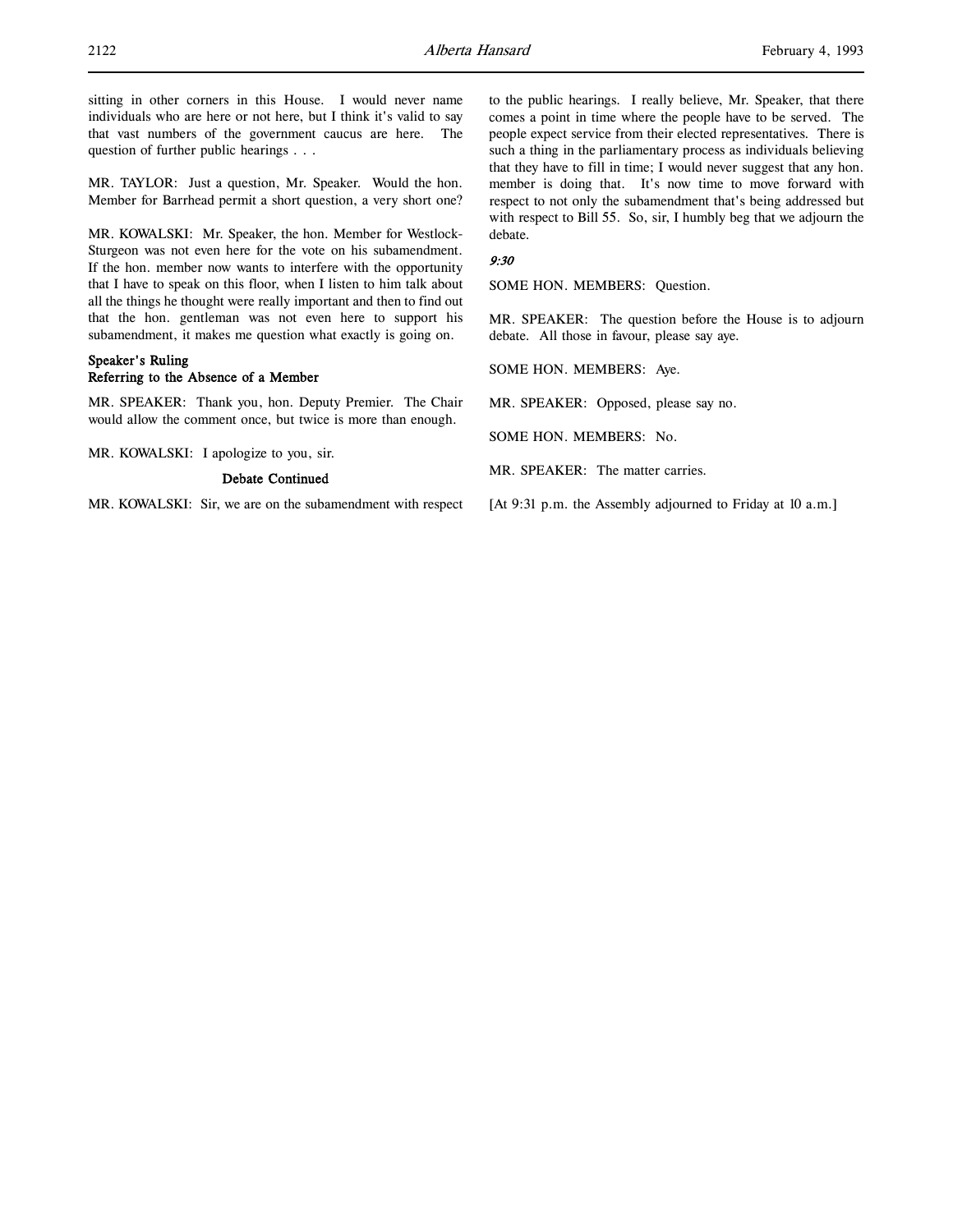sitting in other corners in this House. I would never name individuals who are here or not here, but I think it's valid to say that vast numbers of the government caucus are here. The question of further public hearings . . .

MR. TAYLOR: Just a question, Mr. Speaker. Would the hon. Member for Barrhead permit a short question, a very short one?

MR. KOWALSKI: Mr. Speaker, the hon. Member for Westlock-Sturgeon was not even here for the vote on his subamendment. If the hon. member now wants to interfere with the opportunity that I have to speak on this floor, when I listen to him talk about all the things he thought were really important and then to find out that the hon. gentleman was not even here to support his subamendment, it makes me question what exactly is going on.

**Speaker's Ruling**
**Referring to the Absence of a Member**

MR. SPEAKER: Thank you, hon. Deputy Premier. The Chair would allow the comment once, but twice is more than enough.

MR. KOWALSKI: I apologize to you, sir.

**Debate Continued**

MR. KOWALSKI: Sir, we are on the subamendment with respect to the public hearings. I really believe, Mr. Speaker, that there comes a point in time where the people have to be served. The people expect service from their elected representatives. There is such a thing in the parliamentary process as individuals believing that they have to fill in time; I would never suggest that any hon. member is doing that. It's now time to move forward with respect to not only the subamendment that's being addressed but with respect to Bill 55. So, sir, I humbly beg that we adjourn the debate.

*9:30*

SOME HON. MEMBERS: Question.

MR. SPEAKER: The question before the House is to adjourn debate. All those in favour, please say aye.

SOME HON. MEMBERS: Aye.

MR. SPEAKER: Opposed, please say no.

SOME HON. MEMBERS: No.

MR. SPEAKER: The matter carries.

[At 9:31 p.m. the Assembly adjourned to Friday at 10 a.m.]